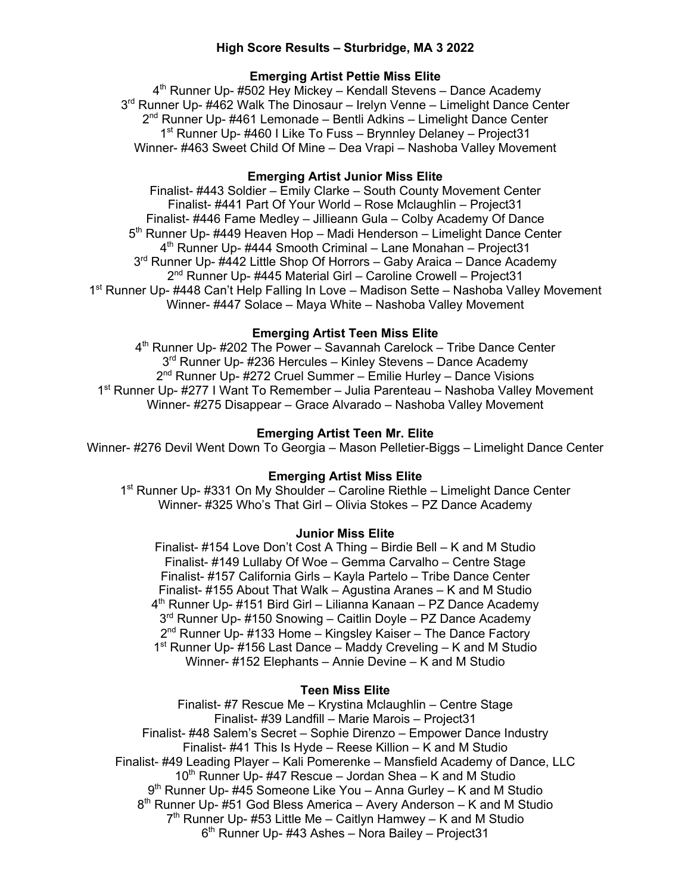# High Score Results – Sturbridge, MA 3 2022

## Emerging Artist Pettie Miss Elite

4th Runner Up- #502 Hey Mickey – Kendall Stevens – Dance Academy
3rd Runner Up- #462 Walk The Dinosaur – Irelyn Venne – Limelight Dance Center
2nd Runner Up- #461 Lemonade – Bentli Adkins – Limelight Dance Center
1st Runner Up- #460 I Like To Fuss – Brynnley Delaney – Project31
Winner- #463 Sweet Child Of Mine – Dea Vrapi – Nashoba Valley Movement

## Emerging Artist Junior Miss Elite

Finalist- #443 Soldier – Emily Clarke – South County Movement Center
Finalist- #441 Part Of Your World – Rose Mclaughlin – Project31
Finalist- #446 Fame Medley – Jillieann Gula – Colby Academy Of Dance
5th Runner Up- #449 Heaven Hop – Madi Henderson – Limelight Dance Center
4th Runner Up- #444 Smooth Criminal – Lane Monahan – Project31
3rd Runner Up- #442 Little Shop Of Horrors – Gaby Araica – Dance Academy
2nd Runner Up- #445 Material Girl – Caroline Crowell – Project31
1st Runner Up- #448 Can't Help Falling In Love – Madison Sette – Nashoba Valley Movement
Winner- #447 Solace – Maya White – Nashoba Valley Movement

## Emerging Artist Teen Miss Elite

4th Runner Up- #202 The Power – Savannah Carelock – Tribe Dance Center
3rd Runner Up- #236 Hercules – Kinley Stevens – Dance Academy
2nd Runner Up- #272 Cruel Summer – Emilie Hurley – Dance Visions
1st Runner Up- #277 I Want To Remember – Julia Parenteau – Nashoba Valley Movement
Winner- #275 Disappear – Grace Alvarado – Nashoba Valley Movement

## Emerging Artist Teen Mr. Elite

Winner- #276 Devil Went Down To Georgia – Mason Pelletier-Biggs – Limelight Dance Center

## Emerging Artist Miss Elite

1st Runner Up- #331 On My Shoulder – Caroline Riethle – Limelight Dance Center
Winner- #325 Who's That Girl – Olivia Stokes – PZ Dance Academy

## Junior Miss Elite

Finalist- #154 Love Don't Cost A Thing – Birdie Bell – K and M Studio
Finalist- #149 Lullaby Of Woe – Gemma Carvalho – Centre Stage
Finalist- #157 California Girls – Kayla Partelo – Tribe Dance Center
Finalist- #155 About That Walk – Agustina Aranes – K and M Studio
4th Runner Up- #151 Bird Girl – Lilianna Kanaan – PZ Dance Academy
3rd Runner Up- #150 Snowing – Caitlin Doyle – PZ Dance Academy
2nd Runner Up- #133 Home – Kingsley Kaiser – The Dance Factory
1st Runner Up- #156 Last Dance – Maddy Creveling – K and M Studio
Winner- #152 Elephants – Annie Devine – K and M Studio

## Teen Miss Elite

Finalist- #7 Rescue Me – Krystina Mclaughlin – Centre Stage
Finalist- #39 Landfill – Marie Marois – Project31
Finalist- #48 Salem's Secret – Sophie Direnzo – Empower Dance Industry
Finalist- #41 This Is Hyde – Reese Killion – K and M Studio
Finalist- #49 Leading Player – Kali Pomerenke – Mansfield Academy of Dance, LLC
10th Runner Up- #47 Rescue – Jordan Shea – K and M Studio
9th Runner Up- #45 Someone Like You – Anna Gurley – K and M Studio
8th Runner Up- #51 God Bless America – Avery Anderson – K and M Studio
7th Runner Up- #53 Little Me – Caitlyn Hamwey – K and M Studio
6th Runner Up- #43 Ashes – Nora Bailey – Project31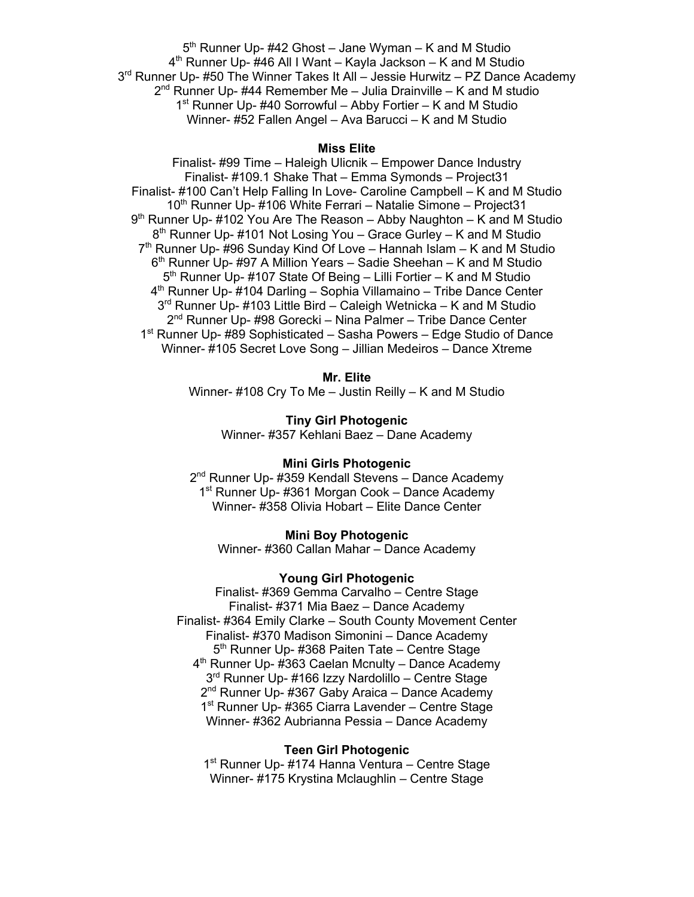5th Runner Up- #42 Ghost – Jane Wyman – K and M Studio
4th Runner Up- #46 All I Want – Kayla Jackson – K and M Studio
3rd Runner Up- #50 The Winner Takes It All – Jessie Hurwitz – PZ Dance Academy
2nd Runner Up- #44 Remember Me – Julia Drainville – K and M studio
1st Runner Up- #40 Sorrowful – Abby Fortier – K and M Studio
Winner- #52 Fallen Angel – Ava Barucci – K and M Studio

**Miss Elite**

Finalist- #99 Time – Haleigh Ulicnik – Empower Dance Industry
Finalist- #109.1 Shake That – Emma Symonds – Project31
Finalist- #100 Can't Help Falling In Love- Caroline Campbell – K and M Studio
10th Runner Up- #106 White Ferrari – Natalie Simone – Project31
9th Runner Up- #102 You Are The Reason – Abby Naughton – K and M Studio
8th Runner Up- #101 Not Losing You – Grace Gurley – K and M Studio
7th Runner Up- #96 Sunday Kind Of Love – Hannah Islam – K and M Studio
6th Runner Up- #97 A Million Years – Sadie Sheehan – K and M Studio
5th Runner Up- #107 State Of Being – Lilli Fortier – K and M Studio
4th Runner Up- #104 Darling – Sophia Villamaino – Tribe Dance Center
3rd Runner Up- #103 Little Bird – Caleigh Wetnicka – K and M Studio
2nd Runner Up- #98 Gorecki – Nina Palmer – Tribe Dance Center
1st Runner Up- #89 Sophisticated – Sasha Powers – Edge Studio of Dance
Winner- #105 Secret Love Song – Jillian Medeiros – Dance Xtreme

**Mr. Elite**

Winner- #108 Cry To Me – Justin Reilly – K and M Studio

**Tiny Girl Photogenic**

Winner- #357 Kehlani Baez – Dane Academy

**Mini Girls Photogenic**

2nd Runner Up- #359 Kendall Stevens – Dance Academy
1st Runner Up- #361 Morgan Cook – Dance Academy
Winner- #358 Olivia Hobart – Elite Dance Center

**Mini Boy Photogenic**

Winner- #360 Callan Mahar – Dance Academy

**Young Girl Photogenic**

Finalist- #369 Gemma Carvalho – Centre Stage
Finalist- #371 Mia Baez – Dance Academy
Finalist- #364 Emily Clarke – South County Movement Center
Finalist- #370 Madison Simonini – Dance Academy
5th Runner Up- #368 Paiten Tate – Centre Stage
4th Runner Up- #363 Caelan Mcnulty – Dance Academy
3rd Runner Up- #166 Izzy Nardolillo – Centre Stage
2nd Runner Up- #367 Gaby Araica – Dance Academy
1st Runner Up- #365 Ciarra Lavender – Centre Stage
Winner- #362 Aubrianna Pessia – Dance Academy

**Teen Girl Photogenic**

1st Runner Up- #174 Hanna Ventura – Centre Stage
Winner- #175 Krystina Mclaughlin – Centre Stage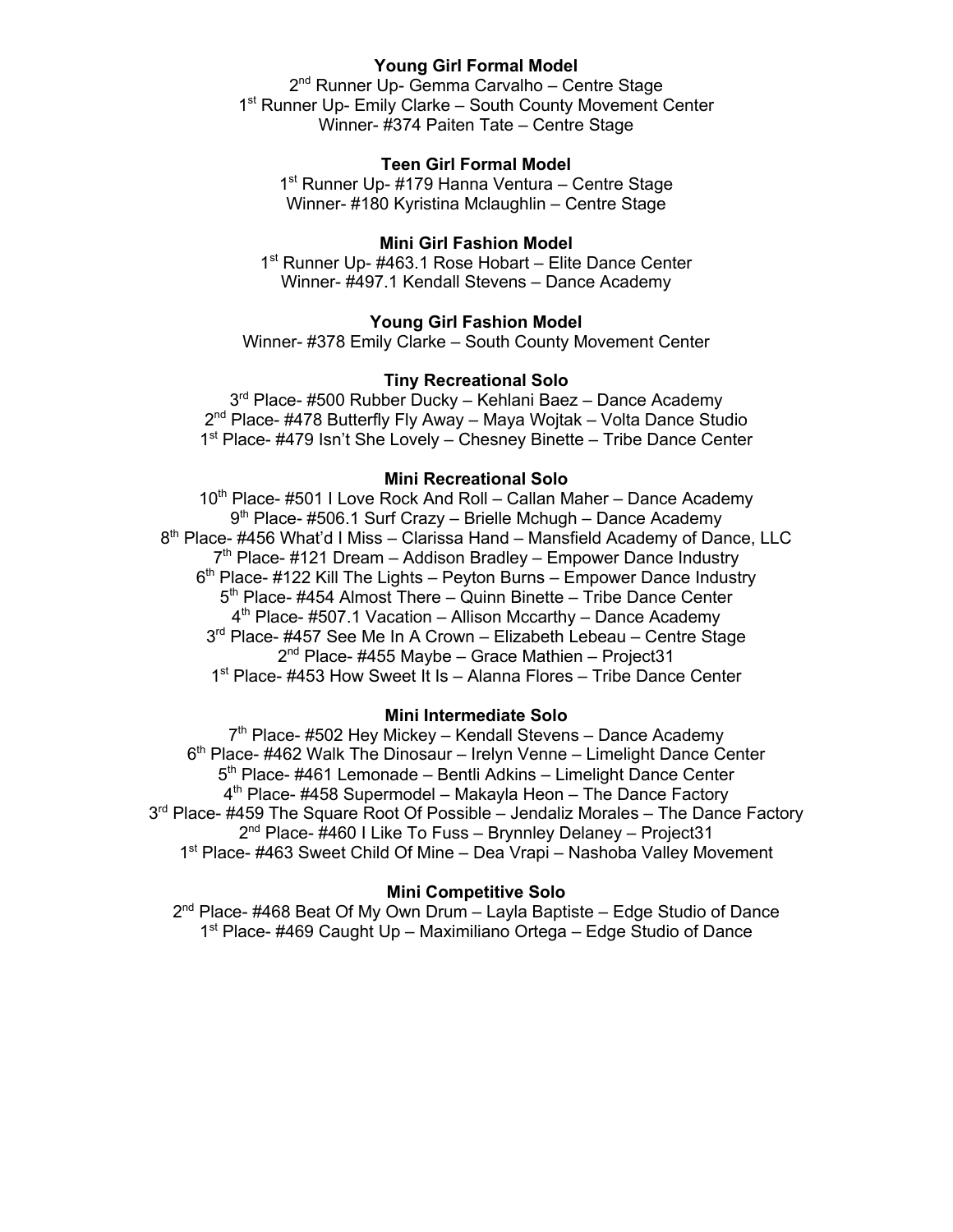**Young Girl Formal Model**

2nd Runner Up- Gemma Carvalho – Centre Stage
1st Runner Up- Emily Clarke – South County Movement Center
Winner- #374 Paiten Tate – Centre Stage

**Teen Girl Formal Model**

1st Runner Up- #179 Hanna Ventura – Centre Stage
Winner- #180 Kyristina Mclaughlin – Centre Stage

**Mini Girl Fashion Model**

1st Runner Up- #463.1 Rose Hobart – Elite Dance Center
Winner- #497.1 Kendall Stevens – Dance Academy

**Young Girl Fashion Model**

Winner- #378 Emily Clarke – South County Movement Center

**Tiny Recreational Solo**

3rd Place- #500 Rubber Ducky – Kehlani Baez – Dance Academy
2nd Place- #478 Butterfly Fly Away – Maya Wojtak – Volta Dance Studio
1st Place- #479 Isn't She Lovely – Chesney Binette – Tribe Dance Center

**Mini Recreational Solo**

10th Place- #501 I Love Rock And Roll – Callan Maher – Dance Academy
9th Place- #506.1 Surf Crazy – Brielle Mchugh – Dance Academy
8th Place- #456 What'd I Miss – Clarissa Hand – Mansfield Academy of Dance, LLC
7th Place- #121 Dream – Addison Bradley – Empower Dance Industry
6th Place- #122 Kill The Lights – Peyton Burns – Empower Dance Industry
5th Place- #454 Almost There – Quinn Binette – Tribe Dance Center
4th Place- #507.1 Vacation – Allison Mccarthy – Dance Academy
3rd Place- #457 See Me In A Crown – Elizabeth Lebeau – Centre Stage
2nd Place- #455 Maybe – Grace Mathien – Project31
1st Place- #453 How Sweet It Is – Alanna Flores – Tribe Dance Center

**Mini Intermediate Solo**

7th Place- #502 Hey Mickey – Kendall Stevens – Dance Academy
6th Place- #462 Walk The Dinosaur – Irelyn Venne – Limelight Dance Center
5th Place- #461 Lemonade – Bentli Adkins – Limelight Dance Center
4th Place- #458 Supermodel – Makayla Heon – The Dance Factory
3rd Place- #459 The Square Root Of Possible – Jendaliz Morales – The Dance Factory
2nd Place- #460 I Like To Fuss – Brynnley Delaney – Project31
1st Place- #463 Sweet Child Of Mine – Dea Vrapi – Nashoba Valley Movement

**Mini Competitive Solo**

2nd Place- #468 Beat Of My Own Drum – Layla Baptiste – Edge Studio of Dance
1st Place- #469 Caught Up – Maximiliano Ortega – Edge Studio of Dance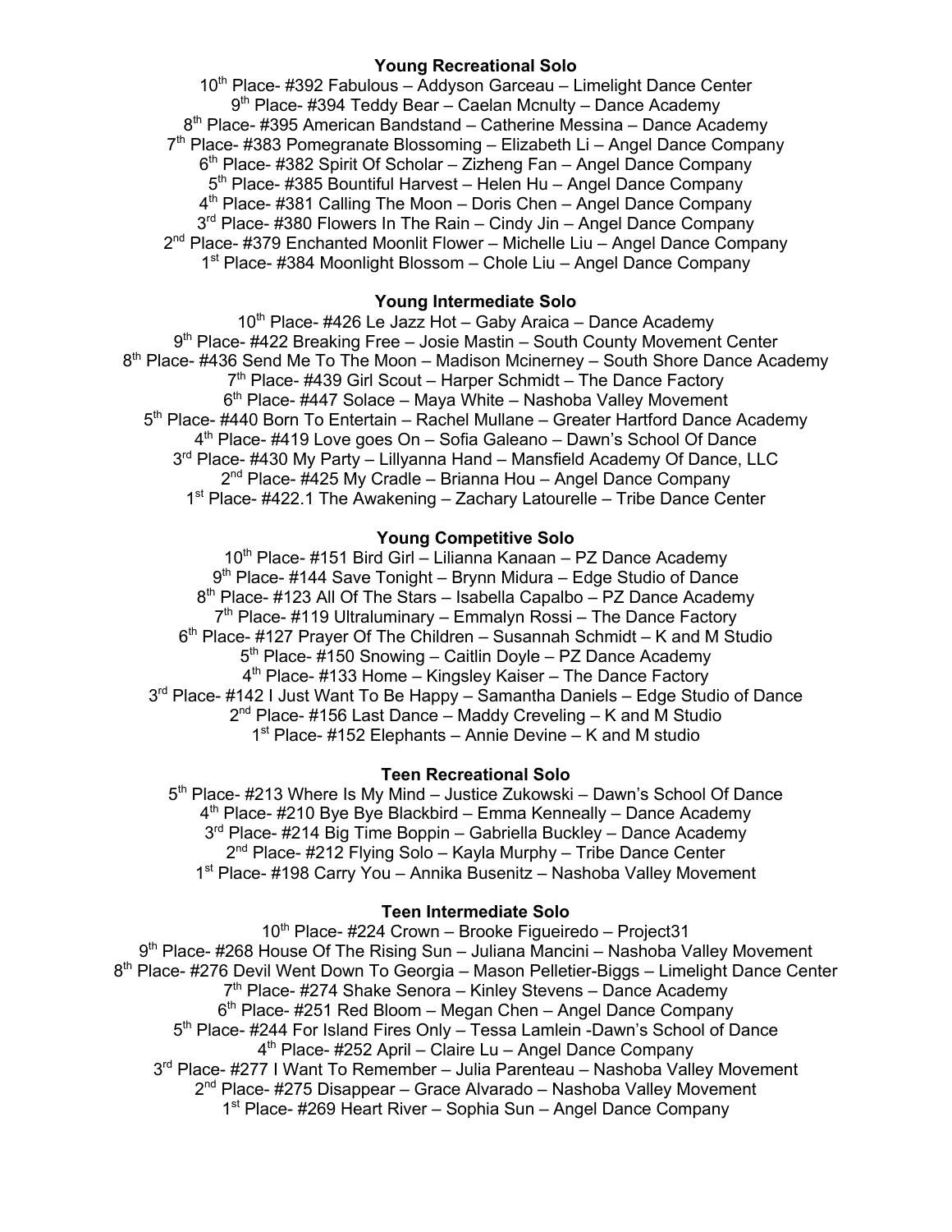**Young Recreational Solo**

10th Place- #392 Fabulous – Addyson Garceau – Limelight Dance Center
9th Place- #394 Teddy Bear – Caelan Mcnulty – Dance Academy
8th Place- #395 American Bandstand – Catherine Messina – Dance Academy
7th Place- #383 Pomegranate Blossoming – Elizabeth Li – Angel Dance Company
6th Place- #382 Spirit Of Scholar – Zizheng Fan – Angel Dance Company
5th Place- #385 Bountiful Harvest – Helen Hu – Angel Dance Company
4th Place- #381 Calling The Moon – Doris Chen – Angel Dance Company
3rd Place- #380 Flowers In The Rain – Cindy Jin – Angel Dance Company
2nd Place- #379 Enchanted Moonlit Flower – Michelle Liu – Angel Dance Company
1st Place- #384 Moonlight Blossom – Chole Liu – Angel Dance Company

**Young Intermediate Solo**

10th Place- #426 Le Jazz Hot – Gaby Araica – Dance Academy
9th Place- #422 Breaking Free – Josie Mastin – South County Movement Center
8th Place- #436 Send Me To The Moon – Madison Mcinerney – South Shore Dance Academy
7th Place- #439 Girl Scout – Harper Schmidt – The Dance Factory
6th Place- #447 Solace – Maya White – Nashoba Valley Movement
5th Place- #440 Born To Entertain – Rachel Mullane – Greater Hartford Dance Academy
4th Place- #419 Love goes On – Sofia Galeano – Dawn's School Of Dance
3rd Place- #430 My Party – Lillyanna Hand – Mansfield Academy Of Dance, LLC
2nd Place- #425 My Cradle – Brianna Hou – Angel Dance Company
1st Place- #422.1 The Awakening – Zachary Latourelle – Tribe Dance Center

**Young Competitive Solo**

10th Place- #151 Bird Girl – Lilianna Kanaan – PZ Dance Academy
9th Place- #144 Save Tonight – Brynn Midura – Edge Studio of Dance
8th Place- #123 All Of The Stars – Isabella Capalbo – PZ Dance Academy
7th Place- #119 Ultraluminary – Emmalyn Rossi – The Dance Factory
6th Place- #127 Prayer Of The Children – Susannah Schmidt – K and M Studio
5th Place- #150 Snowing – Caitlin Doyle – PZ Dance Academy
4th Place- #133 Home – Kingsley Kaiser – The Dance Factory
3rd Place- #142 I Just Want To Be Happy – Samantha Daniels – Edge Studio of Dance
2nd Place- #156 Last Dance – Maddy Creveling – K and M Studio
1st Place- #152 Elephants – Annie Devine – K and M studio

**Teen Recreational Solo**

5th Place- #213 Where Is My Mind – Justice Zukowski – Dawn's School Of Dance
4th Place- #210 Bye Bye Blackbird – Emma Kenneally – Dance Academy
3rd Place- #214 Big Time Boppin – Gabriella Buckley – Dance Academy
2nd Place- #212 Flying Solo – Kayla Murphy – Tribe Dance Center
1st Place- #198 Carry You – Annika Busenitz – Nashoba Valley Movement

**Teen Intermediate Solo**

10th Place- #224 Crown – Brooke Figueiredo – Project31
9th Place- #268 House Of The Rising Sun – Juliana Mancini – Nashoba Valley Movement
8th Place- #276 Devil Went Down To Georgia – Mason Pelletier-Biggs – Limelight Dance Center
7th Place- #274 Shake Senora – Kinley Stevens – Dance Academy
6th Place- #251 Red Bloom – Megan Chen – Angel Dance Company
5th Place- #244 For Island Fires Only – Tessa Lamlein -Dawn's School of Dance
4th Place- #252 April – Claire Lu – Angel Dance Company
3rd Place- #277 I Want To Remember – Julia Parenteau – Nashoba Valley Movement
2nd Place- #275 Disappear – Grace Alvarado – Nashoba Valley Movement
1st Place- #269 Heart River – Sophia Sun – Angel Dance Company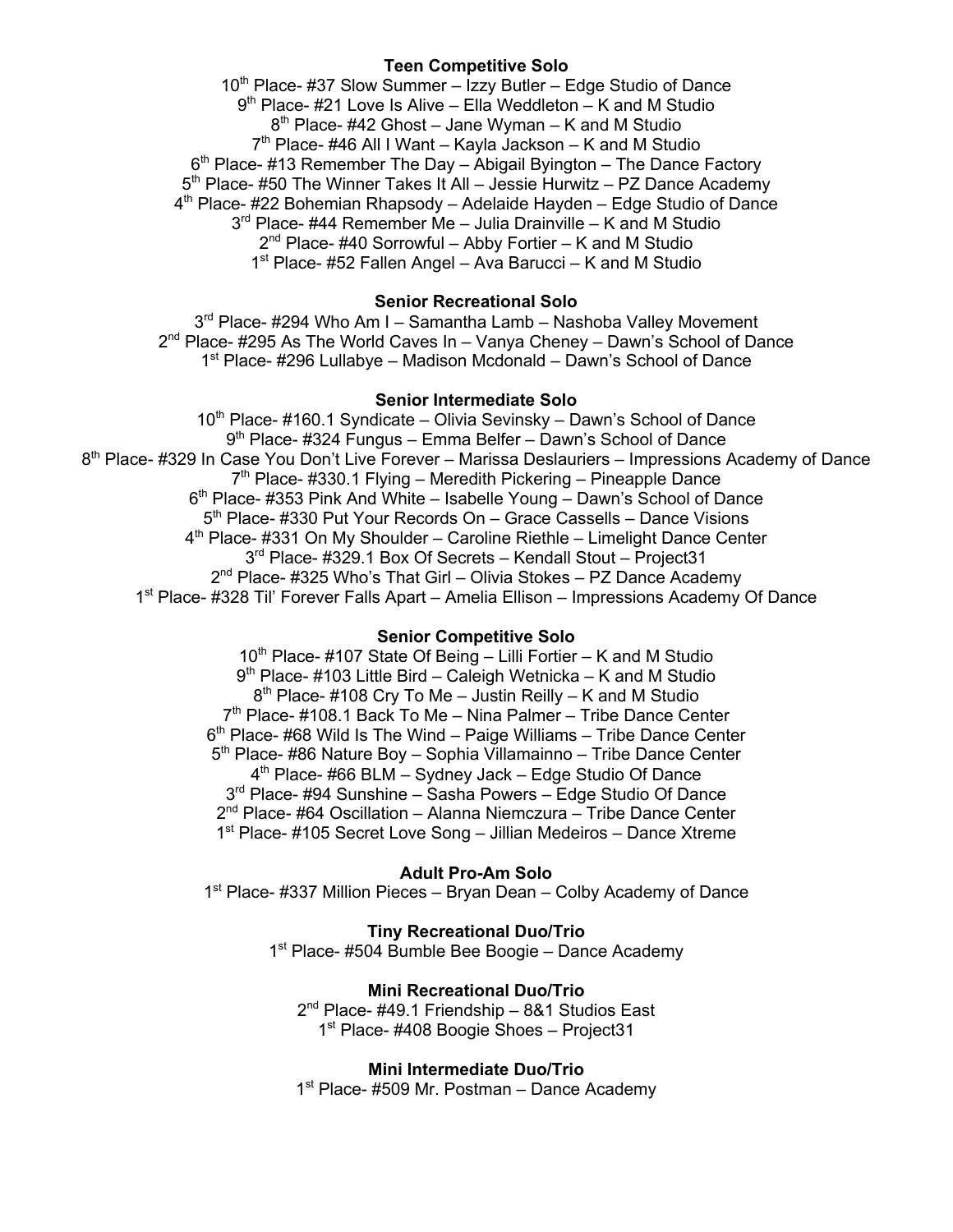**Teen Competitive Solo**

10th Place- #37 Slow Summer – Izzy Butler – Edge Studio of Dance
9th Place- #21 Love Is Alive – Ella Weddleton – K and M Studio
8th Place- #42 Ghost – Jane Wyman – K and M Studio
7th Place- #46 All I Want – Kayla Jackson – K and M Studio
6th Place- #13 Remember The Day – Abigail Byington – The Dance Factory
5th Place- #50 The Winner Takes It All – Jessie Hurwitz – PZ Dance Academy
4th Place- #22 Bohemian Rhapsody – Adelaide Hayden – Edge Studio of Dance
3rd Place- #44 Remember Me – Julia Drainville – K and M Studio
2nd Place- #40 Sorrowful – Abby Fortier – K and M Studio
1st Place- #52 Fallen Angel – Ava Barucci – K and M Studio

**Senior Recreational Solo**

3rd Place- #294 Who Am I – Samantha Lamb – Nashoba Valley Movement
2nd Place- #295 As The World Caves In – Vanya Cheney – Dawn's School of Dance
1st Place- #296 Lullabye – Madison Mcdonald – Dawn's School of Dance

**Senior Intermediate Solo**

10th Place- #160.1 Syndicate – Olivia Sevinsky – Dawn's School of Dance
9th Place- #324 Fungus – Emma Belfer – Dawn's School of Dance
8th Place- #329 In Case You Don't Live Forever – Marissa Deslauriers – Impressions Academy of Dance
7th Place- #330.1 Flying – Meredith Pickering – Pineapple Dance
6th Place- #353 Pink And White – Isabelle Young – Dawn's School of Dance
5th Place- #330 Put Your Records On – Grace Cassells – Dance Visions
4th Place- #331 On My Shoulder – Caroline Riethle – Limelight Dance Center
3rd Place- #329.1 Box Of Secrets – Kendall Stout – Project31
2nd Place- #325 Who's That Girl – Olivia Stokes – PZ Dance Academy
1st Place- #328 Til' Forever Falls Apart – Amelia Ellison – Impressions Academy Of Dance

**Senior Competitive Solo**

10th Place- #107 State Of Being – Lilli Fortier – K and M Studio
9th Place- #103 Little Bird – Caleigh Wetnicka – K and M Studio
8th Place- #108 Cry To Me – Justin Reilly – K and M Studio
7th Place- #108.1 Back To Me – Nina Palmer – Tribe Dance Center
6th Place- #68 Wild Is The Wind – Paige Williams – Tribe Dance Center
5th Place- #86 Nature Boy – Sophia Villamainno – Tribe Dance Center
4th Place- #66 BLM – Sydney Jack – Edge Studio Of Dance
3rd Place- #94 Sunshine – Sasha Powers – Edge Studio Of Dance
2nd Place- #64 Oscillation – Alanna Niemczura – Tribe Dance Center
1st Place- #105 Secret Love Song – Jillian Medeiros – Dance Xtreme

**Adult Pro-Am Solo**

1st Place- #337 Million Pieces – Bryan Dean – Colby Academy of Dance

**Tiny Recreational Duo/Trio**

1st Place- #504 Bumble Bee Boogie – Dance Academy

**Mini Recreational Duo/Trio**

2nd Place- #49.1 Friendship – 8&1 Studios East
1st Place- #408 Boogie Shoes – Project31

**Mini Intermediate Duo/Trio**

1st Place- #509 Mr. Postman – Dance Academy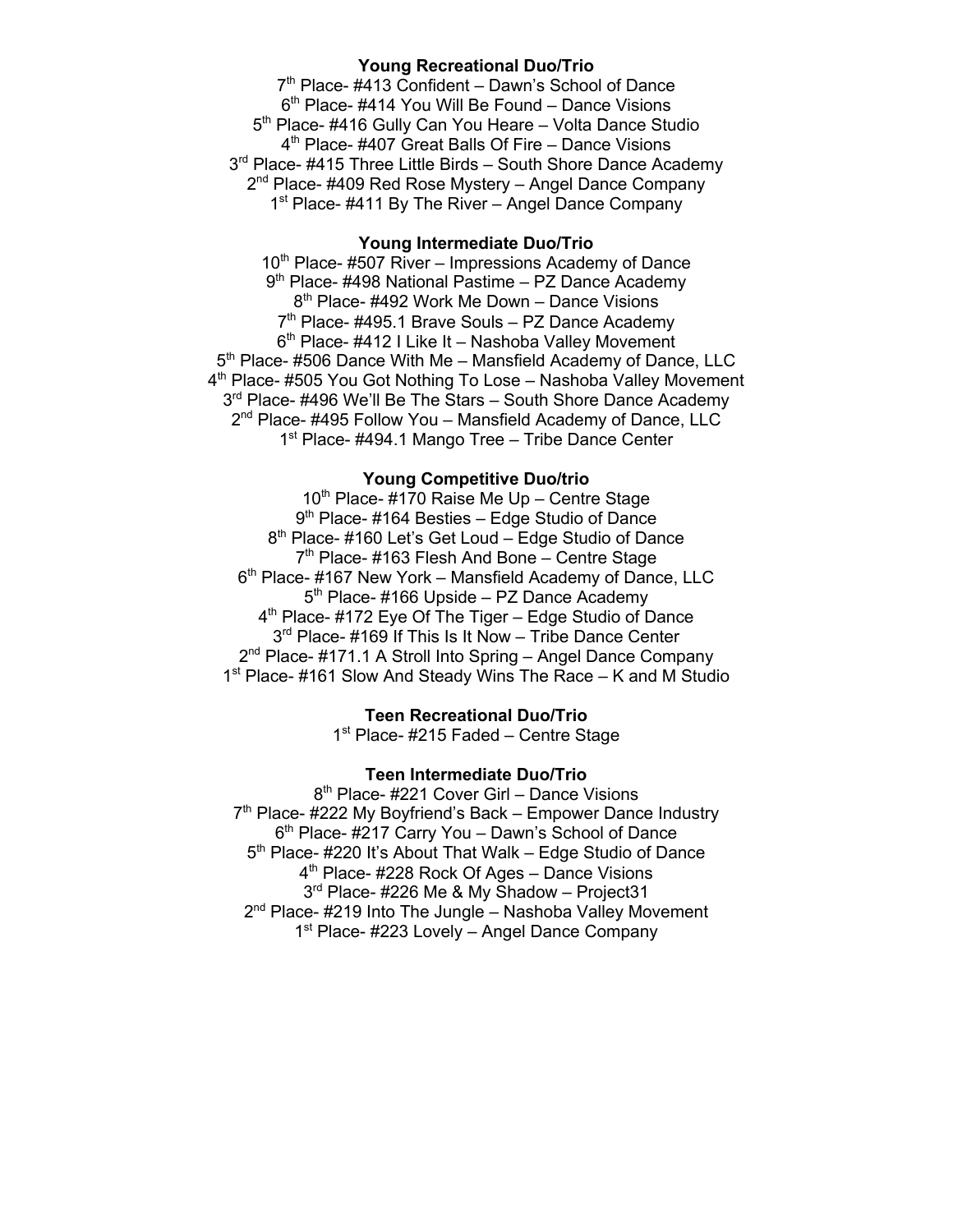**Young Recreational Duo/Trio**

7th Place- #413 Confident – Dawn's School of Dance
6th Place- #414 You Will Be Found – Dance Visions
5th Place- #416 Gully Can You Heare – Volta Dance Studio
4th Place- #407 Great Balls Of Fire – Dance Visions
3rd Place- #415 Three Little Birds – South Shore Dance Academy
2nd Place- #409 Red Rose Mystery – Angel Dance Company
1st Place- #411 By The River – Angel Dance Company

**Young Intermediate Duo/Trio**

10th Place- #507 River – Impressions Academy of Dance
9th Place- #498 National Pastime – PZ Dance Academy
8th Place- #492 Work Me Down – Dance Visions
7th Place- #495.1 Brave Souls – PZ Dance Academy
6th Place- #412 I Like It – Nashoba Valley Movement
5th Place- #506 Dance With Me – Mansfield Academy of Dance, LLC
4th Place- #505 You Got Nothing To Lose – Nashoba Valley Movement
3rd Place- #496 We'll Be The Stars – South Shore Dance Academy
2nd Place- #495 Follow You – Mansfield Academy of Dance, LLC
1st Place- #494.1 Mango Tree – Tribe Dance Center

**Young Competitive Duo/trio**

10th Place- #170 Raise Me Up – Centre Stage
9th Place- #164 Besties – Edge Studio of Dance
8th Place- #160 Let's Get Loud – Edge Studio of Dance
7th Place- #163 Flesh And Bone – Centre Stage
6th Place- #167 New York – Mansfield Academy of Dance, LLC
5th Place- #166 Upside – PZ Dance Academy
4th Place- #172 Eye Of The Tiger – Edge Studio of Dance
3rd Place- #169 If This Is It Now – Tribe Dance Center
2nd Place- #171.1 A Stroll Into Spring – Angel Dance Company
1st Place- #161 Slow And Steady Wins The Race – K and M Studio

**Teen Recreational Duo/Trio**

1st Place- #215 Faded – Centre Stage

**Teen Intermediate Duo/Trio**

8th Place- #221 Cover Girl – Dance Visions
7th Place- #222 My Boyfriend's Back – Empower Dance Industry
6th Place- #217 Carry You – Dawn's School of Dance
5th Place- #220 It's About That Walk – Edge Studio of Dance
4th Place- #228 Rock Of Ages – Dance Visions
3rd Place- #226 Me & My Shadow – Project31
2nd Place- #219 Into The Jungle – Nashoba Valley Movement
1st Place- #223 Lovely – Angel Dance Company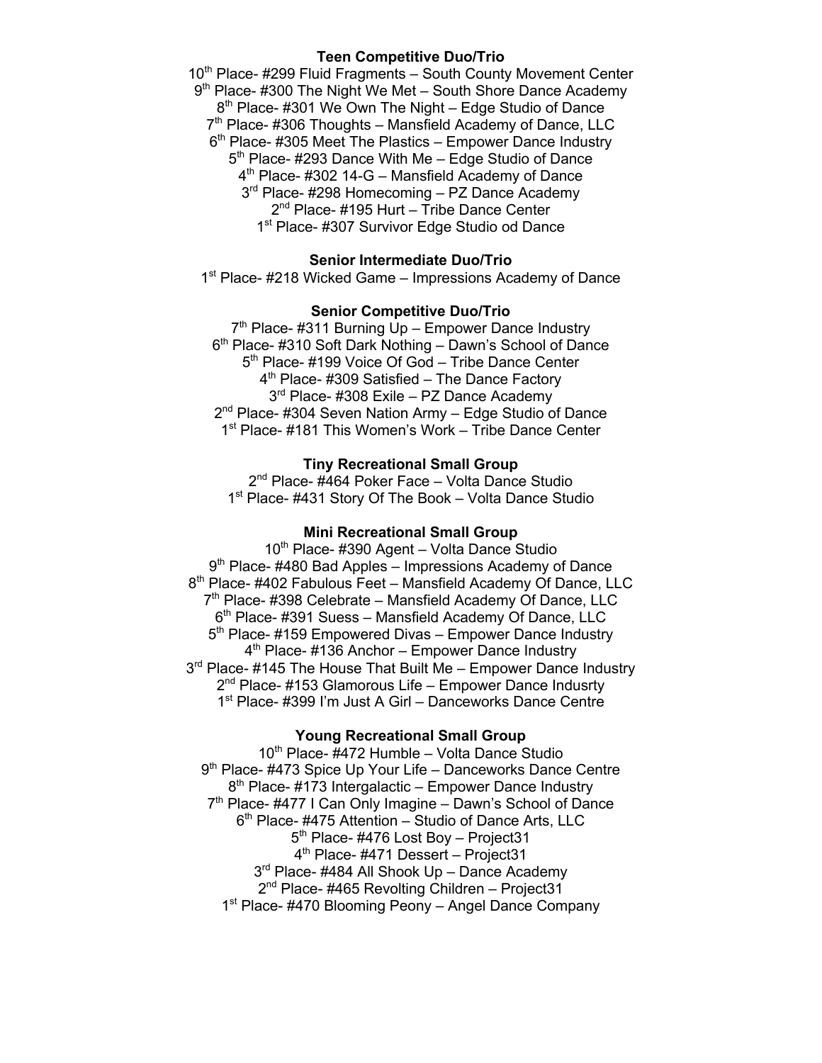**Teen Competitive Duo/Trio**

10th Place- #299 Fluid Fragments – South County Movement Center
9th Place- #300 The Night We Met – South Shore Dance Academy
8th Place- #301 We Own The Night – Edge Studio of Dance
7th Place- #306 Thoughts – Mansfield Academy of Dance, LLC
6th Place- #305 Meet The Plastics – Empower Dance Industry
5th Place- #293 Dance With Me – Edge Studio of Dance
4th Place- #302 14-G – Mansfield Academy of Dance
3rd Place- #298 Homecoming – PZ Dance Academy
2nd Place- #195 Hurt – Tribe Dance Center
1st Place- #307 Survivor Edge Studio od Dance

**Senior Intermediate Duo/Trio**

1st Place- #218 Wicked Game – Impressions Academy of Dance

**Senior Competitive Duo/Trio**

7th Place- #311 Burning Up – Empower Dance Industry
6th Place- #310 Soft Dark Nothing – Dawn's School of Dance
5th Place- #199 Voice Of God – Tribe Dance Center
4th Place- #309 Satisfied – The Dance Factory
3rd Place- #308 Exile – PZ Dance Academy
2nd Place- #304 Seven Nation Army – Edge Studio of Dance
1st Place- #181 This Women's Work – Tribe Dance Center

**Tiny Recreational Small Group**

2nd Place- #464 Poker Face – Volta Dance Studio
1st Place- #431 Story Of The Book – Volta Dance Studio

**Mini Recreational Small Group**

10th Place- #390 Agent – Volta Dance Studio
9th Place- #480 Bad Apples – Impressions Academy of Dance
8th Place- #402 Fabulous Feet – Mansfield Academy Of Dance, LLC
7th Place- #398 Celebrate – Mansfield Academy Of Dance, LLC
6th Place- #391 Suess – Mansfield Academy Of Dance, LLC
5th Place- #159 Empowered Divas – Empower Dance Industry
4th Place- #136 Anchor – Empower Dance Industry
3rd Place- #145 The House That Built Me – Empower Dance Industry
2nd Place- #153 Glamorous Life – Empower Dance Indusrty
1st Place- #399 I'm Just A Girl – Danceworks Dance Centre

**Young Recreational Small Group**

10th Place- #472 Humble – Volta Dance Studio
9th Place- #473 Spice Up Your Life – Danceworks Dance Centre
8th Place- #173 Intergalactic – Empower Dance Industry
7th Place- #477 I Can Only Imagine – Dawn's School of Dance
6th Place- #475 Attention – Studio of Dance Arts, LLC
5th Place- #476 Lost Boy – Project31
4th Place- #471 Dessert – Project31
3rd Place- #484 All Shook Up – Dance Academy
2nd Place- #465 Revolting Children – Project31
1st Place- #470 Blooming Peony – Angel Dance Company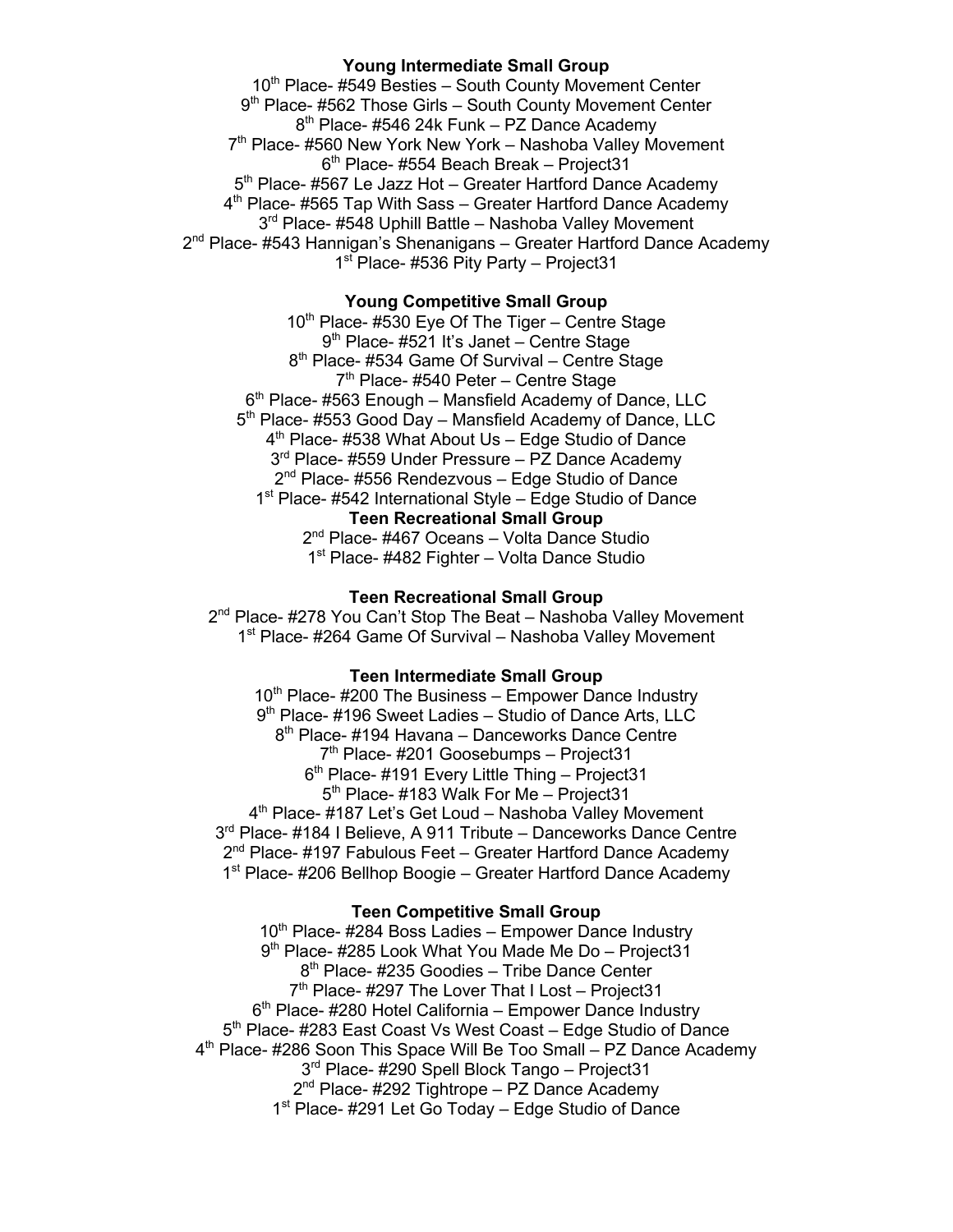**Young Intermediate Small Group**

10th Place- #549 Besties – South County Movement Center
9th Place- #562 Those Girls – South County Movement Center
8th Place- #546 24k Funk – PZ Dance Academy
7th Place- #560 New York New York – Nashoba Valley Movement
6th Place- #554 Beach Break – Project31
5th Place- #567 Le Jazz Hot – Greater Hartford Dance Academy
4th Place- #565 Tap With Sass – Greater Hartford Dance Academy
3rd Place- #548 Uphill Battle – Nashoba Valley Movement
2nd Place- #543 Hannigan's Shenanigans – Greater Hartford Dance Academy
1st Place- #536 Pity Party – Project31

**Young Competitive Small Group**

10th Place- #530 Eye Of The Tiger – Centre Stage
9th Place- #521 It's Janet – Centre Stage
8th Place- #534 Game Of Survival – Centre Stage
7th Place- #540 Peter – Centre Stage
6th Place- #563 Enough – Mansfield Academy of Dance, LLC
5th Place- #553 Good Day – Mansfield Academy of Dance, LLC
4th Place- #538 What About Us – Edge Studio of Dance
3rd Place- #559 Under Pressure – PZ Dance Academy
2nd Place- #556 Rendezvous – Edge Studio of Dance
1st Place- #542 International Style – Edge Studio of Dance

**Teen Recreational Small Group**

2nd Place- #467 Oceans – Volta Dance Studio
1st Place- #482 Fighter – Volta Dance Studio

**Teen Recreational Small Group**

2nd Place- #278 You Can't Stop The Beat – Nashoba Valley Movement
1st Place- #264 Game Of Survival – Nashoba Valley Movement

**Teen Intermediate Small Group**

10th Place- #200 The Business – Empower Dance Industry
9th Place- #196 Sweet Ladies – Studio of Dance Arts, LLC
8th Place- #194 Havana – Danceworks Dance Centre
7th Place- #201 Goosebumps – Project31
6th Place- #191 Every Little Thing – Project31
5th Place- #183 Walk For Me – Project31
4th Place- #187 Let's Get Loud – Nashoba Valley Movement
3rd Place- #184 I Believe, A 911 Tribute – Danceworks Dance Centre
2nd Place- #197 Fabulous Feet – Greater Hartford Dance Academy
1st Place- #206 Bellhop Boogie – Greater Hartford Dance Academy

**Teen Competitive Small Group**

10th Place- #284 Boss Ladies – Empower Dance Industry
9th Place- #285 Look What You Made Me Do – Project31
8th Place- #235 Goodies – Tribe Dance Center
7th Place- #297 The Lover That I Lost – Project31
6th Place- #280 Hotel California – Empower Dance Industry
5th Place- #283 East Coast Vs West Coast – Edge Studio of Dance
4th Place- #286 Soon This Space Will Be Too Small – PZ Dance Academy
3rd Place- #290 Spell Block Tango – Project31
2nd Place- #292 Tightrope – PZ Dance Academy
1st Place- #291 Let Go Today – Edge Studio of Dance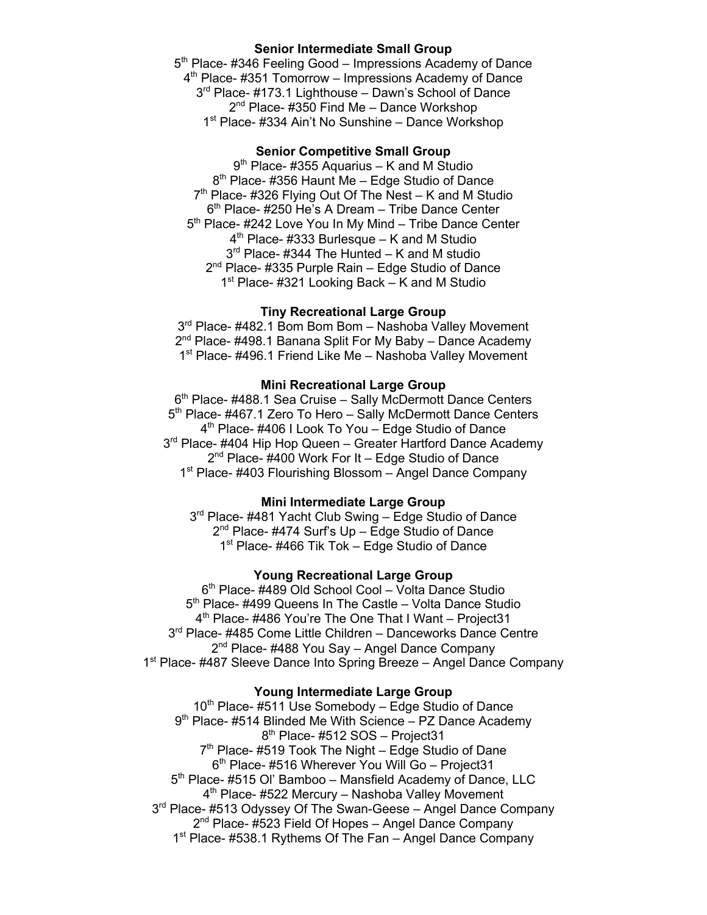**Senior Intermediate Small Group**

5th Place- #346 Feeling Good – Impressions Academy of Dance
4th Place- #351 Tomorrow – Impressions Academy of Dance
3rd Place- #173.1 Lighthouse – Dawn's School of Dance
2nd Place- #350 Find Me – Dance Workshop
1st Place- #334 Ain't No Sunshine – Dance Workshop

**Senior Competitive Small Group**

9th Place- #355 Aquarius – K and M Studio
8th Place- #356 Haunt Me – Edge Studio of Dance
7th Place- #326 Flying Out Of The Nest – K and M Studio
6th Place- #250 He's A Dream – Tribe Dance Center
5th Place- #242 Love You In My Mind – Tribe Dance Center
4th Place- #333 Burlesque – K and M Studio
3rd Place- #344 The Hunted – K and M studio
2nd Place- #335 Purple Rain – Edge Studio of Dance
1st Place- #321 Looking Back – K and M Studio

**Tiny Recreational Large Group**

3rd Place- #482.1 Bom Bom Bom – Nashoba Valley Movement
2nd Place- #498.1 Banana Split For My Baby – Dance Academy
1st Place- #496.1 Friend Like Me – Nashoba Valley Movement

**Mini Recreational Large Group**

6th Place- #488.1 Sea Cruise – Sally McDermott Dance Centers
5th Place- #467.1 Zero To Hero – Sally McDermott Dance Centers
4th Place- #406 I Look To You – Edge Studio of Dance
3rd Place- #404 Hip Hop Queen – Greater Hartford Dance Academy
2nd Place- #400 Work For It – Edge Studio of Dance
1st Place- #403 Flourishing Blossom – Angel Dance Company

**Mini Intermediate Large Group**

3rd Place- #481 Yacht Club Swing – Edge Studio of Dance
2nd Place- #474 Surf's Up – Edge Studio of Dance
1st Place- #466 Tik Tok – Edge Studio of Dance

**Young Recreational Large Group**

6th Place- #489 Old School Cool – Volta Dance Studio
5th Place- #499 Queens In The Castle – Volta Dance Studio
4th Place- #486 You're The One That I Want – Project31
3rd Place- #485 Come Little Children – Danceworks Dance Centre
2nd Place- #488 You Say – Angel Dance Company
1st Place- #487 Sleeve Dance Into Spring Breeze – Angel Dance Company

**Young Intermediate Large Group**

10th Place- #511 Use Somebody – Edge Studio of Dance
9th Place- #514 Blinded Me With Science – PZ Dance Academy
8th Place- #512 SOS – Project31
7th Place- #519 Took The Night – Edge Studio of Dane
6th Place- #516 Wherever You Will Go – Project31
5th Place- #515 Ol' Bamboo – Mansfield Academy of Dance, LLC
4th Place- #522 Mercury – Nashoba Valley Movement
3rd Place- #513 Odyssey Of The Swan-Geese – Angel Dance Company
2nd Place- #523 Field Of Hopes – Angel Dance Company
1st Place- #538.1 Rythems Of The Fan – Angel Dance Company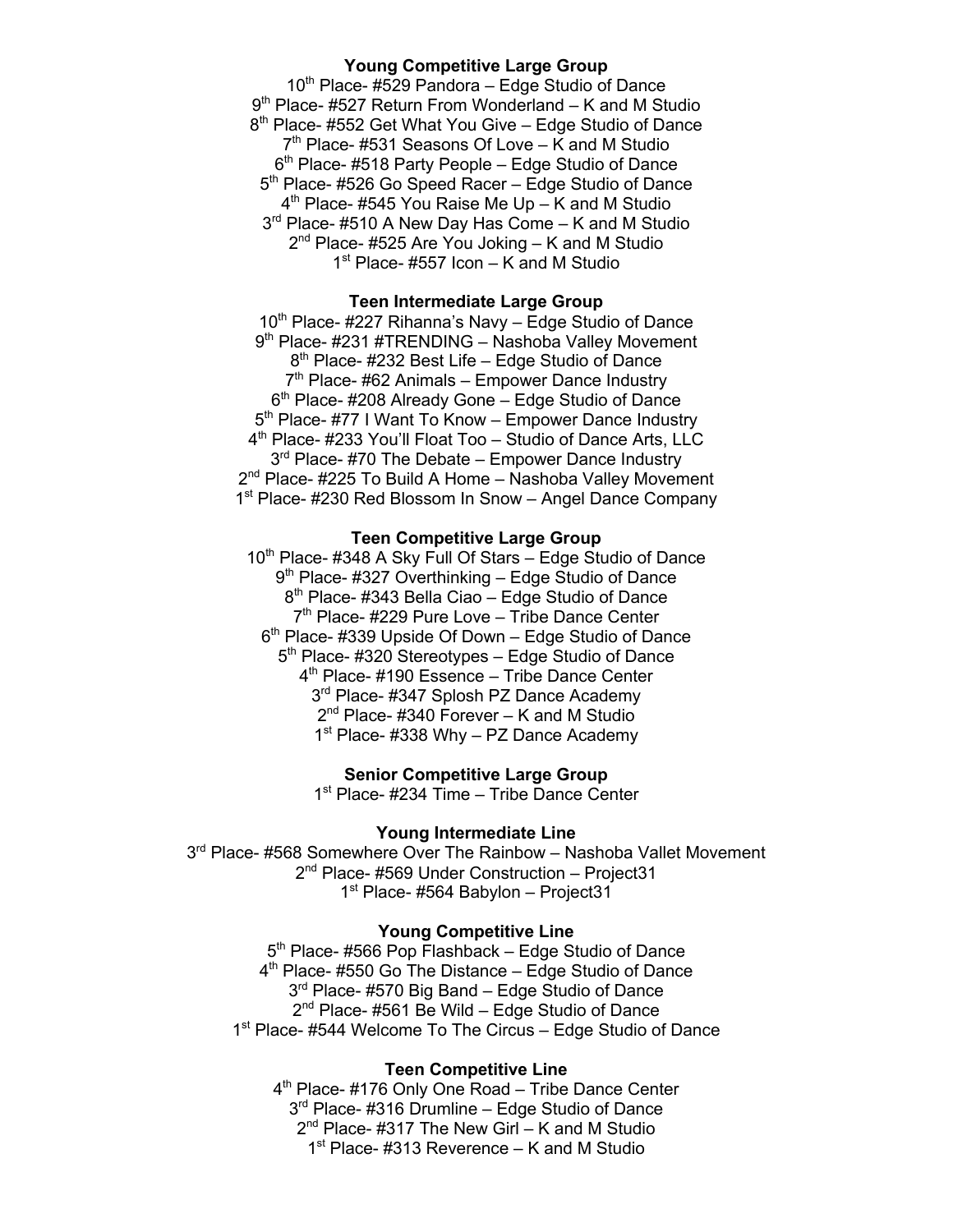**Young Competitive Large Group**

10th Place- #529 Pandora – Edge Studio of Dance
9th Place- #527 Return From Wonderland – K and M Studio
8th Place- #552 Get What You Give – Edge Studio of Dance
7th Place- #531 Seasons Of Love – K and M Studio
6th Place- #518 Party People – Edge Studio of Dance
5th Place- #526 Go Speed Racer – Edge Studio of Dance
4th Place- #545 You Raise Me Up – K and M Studio
3rd Place- #510 A New Day Has Come – K and M Studio
2nd Place- #525 Are You Joking – K and M Studio
1st Place- #557 Icon – K and M Studio

**Teen Intermediate Large Group**

10th Place- #227 Rihanna's Navy – Edge Studio of Dance
9th Place- #231 #TRENDING – Nashoba Valley Movement
8th Place- #232 Best Life – Edge Studio of Dance
7th Place- #62 Animals – Empower Dance Industry
6th Place- #208 Already Gone – Edge Studio of Dance
5th Place- #77 I Want To Know – Empower Dance Industry
4th Place- #233 You'll Float Too – Studio of Dance Arts, LLC
3rd Place- #70 The Debate – Empower Dance Industry
2nd Place- #225 To Build A Home – Nashoba Valley Movement
1st Place- #230 Red Blossom In Snow – Angel Dance Company

**Teen Competitive Large Group**

10th Place- #348 A Sky Full Of Stars – Edge Studio of Dance
9th Place- #327 Overthinking – Edge Studio of Dance
8th Place- #343 Bella Ciao – Edge Studio of Dance
7th Place- #229 Pure Love – Tribe Dance Center
6th Place- #339 Upside Of Down – Edge Studio of Dance
5th Place- #320 Stereotypes – Edge Studio of Dance
4th Place- #190 Essence – Tribe Dance Center
3rd Place- #347 Splosh PZ Dance Academy
2nd Place- #340 Forever – K and M Studio
1st Place- #338 Why – PZ Dance Academy

**Senior Competitive Large Group**

1st Place- #234 Time – Tribe Dance Center

**Young Intermediate Line**

3rd Place- #568 Somewhere Over The Rainbow – Nashoba Vallet Movement
2nd Place- #569 Under Construction – Project31
1st Place- #564 Babylon – Project31

**Young Competitive Line**

5th Place- #566 Pop Flashback – Edge Studio of Dance
4th Place- #550 Go The Distance – Edge Studio of Dance
3rd Place- #570 Big Band – Edge Studio of Dance
2nd Place- #561 Be Wild – Edge Studio of Dance
1st Place- #544 Welcome To The Circus – Edge Studio of Dance

**Teen Competitive Line**

4th Place- #176 Only One Road – Tribe Dance Center
3rd Place- #316 Drumline – Edge Studio of Dance
2nd Place- #317 The New Girl – K and M Studio
1st Place- #313 Reverence – K and M Studio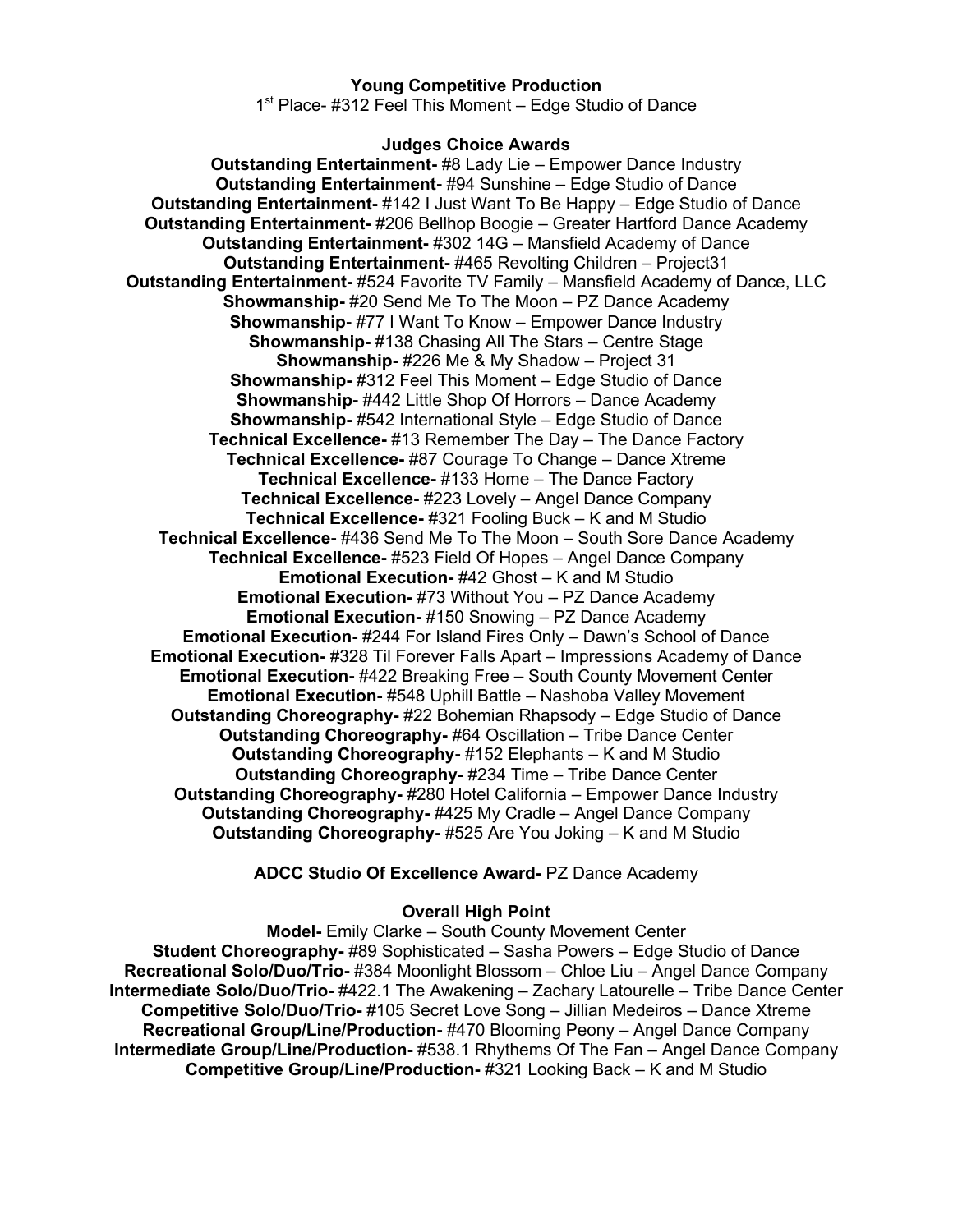**Young Competitive Production**

1st Place- #312 Feel This Moment – Edge Studio of Dance

**Judges Choice Awards**

**Outstanding Entertainment-** #8 Lady Lie – Empower Dance Industry
**Outstanding Entertainment-** #94 Sunshine – Edge Studio of Dance
**Outstanding Entertainment-** #142 I Just Want To Be Happy – Edge Studio of Dance
**Outstanding Entertainment-** #206 Bellhop Boogie – Greater Hartford Dance Academy
**Outstanding Entertainment-** #302 14G – Mansfield Academy of Dance
**Outstanding Entertainment-** #465 Revolting Children – Project31
**Outstanding Entertainment-** #524 Favorite TV Family – Mansfield Academy of Dance, LLC
**Showmanship-** #20 Send Me To The Moon – PZ Dance Academy
**Showmanship-** #77 I Want To Know – Empower Dance Industry
**Showmanship-** #138 Chasing All The Stars – Centre Stage
**Showmanship-** #226 Me & My Shadow – Project 31
**Showmanship-** #312 Feel This Moment – Edge Studio of Dance
**Showmanship-** #442 Little Shop Of Horrors – Dance Academy
**Showmanship-** #542 International Style – Edge Studio of Dance
**Technical Excellence-** #13 Remember The Day – The Dance Factory
**Technical Excellence-** #87 Courage To Change – Dance Xtreme
**Technical Excellence-** #133 Home – The Dance Factory
**Technical Excellence-** #223 Lovely – Angel Dance Company
**Technical Excellence-** #321 Fooling Buck – K and M Studio
**Technical Excellence-** #436 Send Me To The Moon – South Sore Dance Academy
**Technical Excellence-** #523 Field Of Hopes – Angel Dance Company
**Emotional Execution-** #42 Ghost – K and M Studio
**Emotional Execution-** #73 Without You – PZ Dance Academy
**Emotional Execution-** #150 Snowing – PZ Dance Academy
**Emotional Execution-** #244 For Island Fires Only – Dawn's School of Dance
**Emotional Execution-** #328 Til Forever Falls Apart – Impressions Academy of Dance
**Emotional Execution-** #422 Breaking Free – South County Movement Center
**Emotional Execution-** #548 Uphill Battle – Nashoba Valley Movement
**Outstanding Choreography-** #22 Bohemian Rhapsody – Edge Studio of Dance
**Outstanding Choreography-** #64 Oscillation – Tribe Dance Center
**Outstanding Choreography-** #152 Elephants – K and M Studio
**Outstanding Choreography-** #234 Time – Tribe Dance Center
**Outstanding Choreography-** #280 Hotel California – Empower Dance Industry
**Outstanding Choreography-** #425 My Cradle – Angel Dance Company
**Outstanding Choreography-** #525 Are You Joking – K and M Studio

**ADCC Studio Of Excellence Award-** PZ Dance Academy

**Overall High Point**

**Model-** Emily Clarke – South County Movement Center
**Student Choreography-** #89 Sophisticated – Sasha Powers – Edge Studio of Dance
**Recreational Solo/Duo/Trio-** #384 Moonlight Blossom – Chloe Liu – Angel Dance Company
**Intermediate Solo/Duo/Trio-** #422.1 The Awakening – Zachary Latourelle – Tribe Dance Center
**Competitive Solo/Duo/Trio-** #105 Secret Love Song – Jillian Medeiros – Dance Xtreme
**Recreational Group/Line/Production-** #470 Blooming Peony – Angel Dance Company
**Intermediate Group/Line/Production-** #538.1 Rhythems Of The Fan – Angel Dance Company
**Competitive Group/Line/Production-** #321 Looking Back – K and M Studio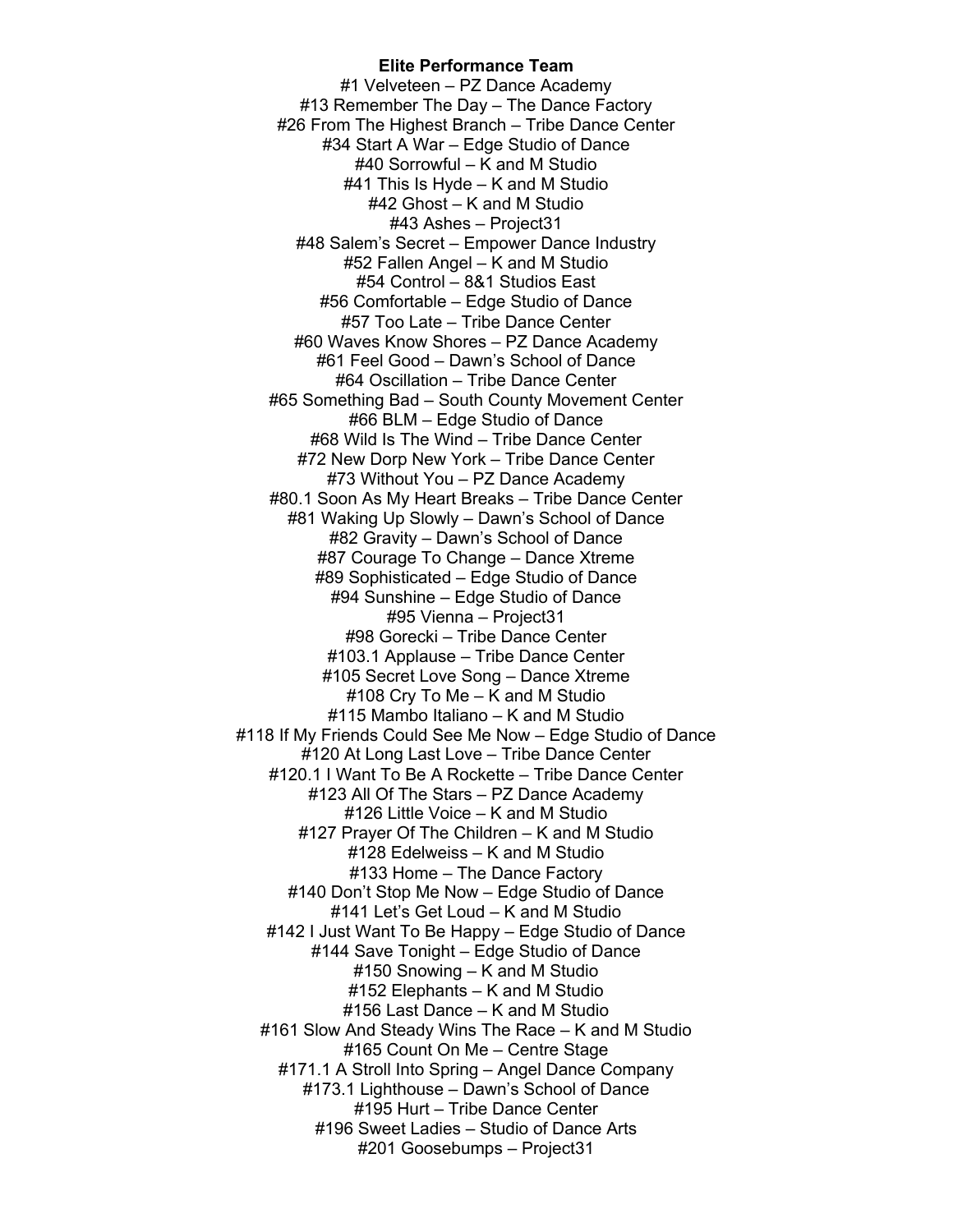**Elite Performance Team**

#1 Velveteen – PZ Dance Academy
#13 Remember The Day – The Dance Factory
#26 From The Highest Branch – Tribe Dance Center
#34 Start A War – Edge Studio of Dance
#40 Sorrowful – K and M Studio
#41 This Is Hyde – K and M Studio
#42 Ghost – K and M Studio
#43 Ashes – Project31
#48 Salem's Secret – Empower Dance Industry
#52 Fallen Angel – K and M Studio
#54 Control – 8&1 Studios East
#56 Comfortable – Edge Studio of Dance
#57 Too Late – Tribe Dance Center
#60 Waves Know Shores – PZ Dance Academy
#61 Feel Good – Dawn's School of Dance
#64 Oscillation – Tribe Dance Center
#65 Something Bad – South County Movement Center
#66 BLM – Edge Studio of Dance
#68 Wild Is The Wind – Tribe Dance Center
#72 New Dorp New York – Tribe Dance Center
#73 Without You – PZ Dance Academy
#80.1 Soon As My Heart Breaks – Tribe Dance Center
#81 Waking Up Slowly – Dawn's School of Dance
#82 Gravity – Dawn's School of Dance
#87 Courage To Change – Dance Xtreme
#89 Sophisticated – Edge Studio of Dance
#94 Sunshine – Edge Studio of Dance
#95 Vienna – Project31
#98 Gorecki – Tribe Dance Center
#103.1 Applause – Tribe Dance Center
#105 Secret Love Song – Dance Xtreme
#108 Cry To Me – K and M Studio
#115 Mambo Italiano – K and M Studio
#118 If My Friends Could See Me Now – Edge Studio of Dance
#120 At Long Last Love – Tribe Dance Center
#120.1 I Want To Be A Rockette – Tribe Dance Center
#123 All Of The Stars – PZ Dance Academy
#126 Little Voice – K and M Studio
#127 Prayer Of The Children – K and M Studio
#128 Edelweiss – K and M Studio
#133 Home – The Dance Factory
#140 Don't Stop Me Now – Edge Studio of Dance
#141 Let's Get Loud – K and M Studio
#142 I Just Want To Be Happy – Edge Studio of Dance
#144 Save Tonight – Edge Studio of Dance
#150 Snowing – K and M Studio
#152 Elephants – K and M Studio
#156 Last Dance – K and M Studio
#161 Slow And Steady Wins The Race – K and M Studio
#165 Count On Me – Centre Stage
#171.1 A Stroll Into Spring – Angel Dance Company
#173.1 Lighthouse – Dawn's School of Dance
#195 Hurt – Tribe Dance Center
#196 Sweet Ladies – Studio of Dance Arts
#201 Goosebumps – Project31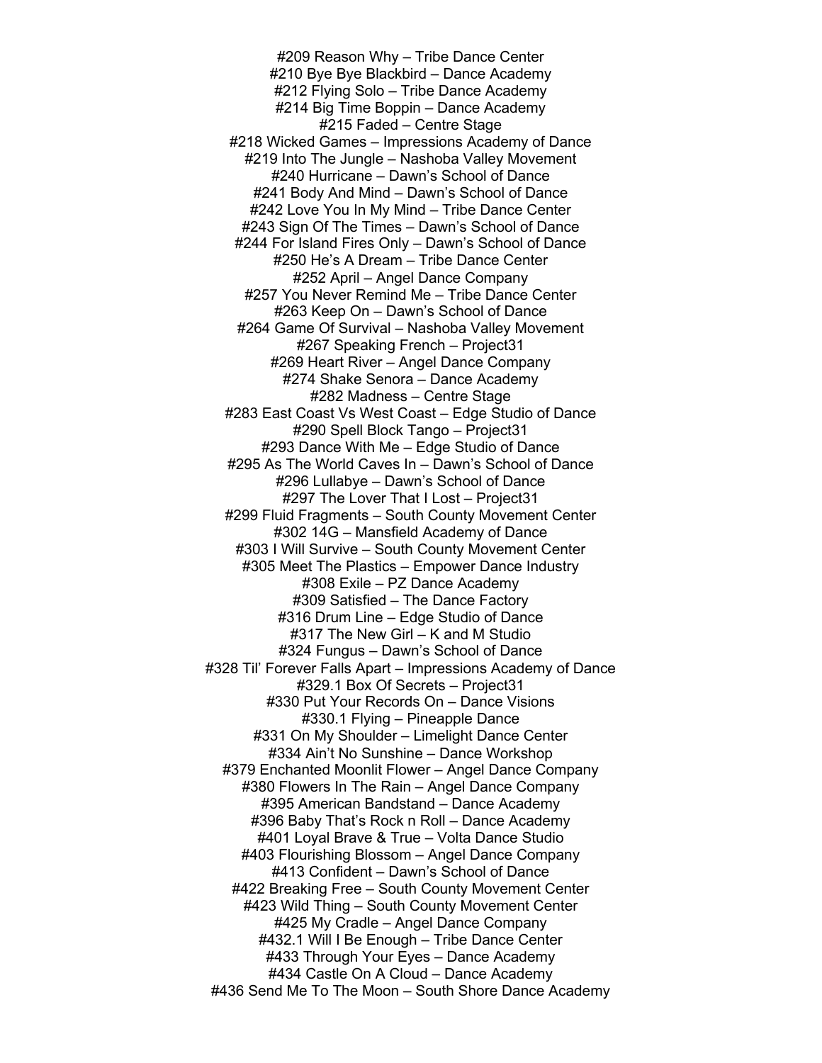#209 Reason Why – Tribe Dance Center

#210 Bye Bye Blackbird – Dance Academy

#212 Flying Solo – Tribe Dance Academy

#214 Big Time Boppin – Dance Academy

#215 Faded – Centre Stage

#218 Wicked Games – Impressions Academy of Dance

#219 Into The Jungle – Nashoba Valley Movement

#240 Hurricane – Dawn's School of Dance

#241 Body And Mind – Dawn's School of Dance

#242 Love You In My Mind – Tribe Dance Center

#243 Sign Of The Times – Dawn's School of Dance

#244 For Island Fires Only – Dawn's School of Dance

#250 He's A Dream – Tribe Dance Center

#252 April – Angel Dance Company

#257 You Never Remind Me – Tribe Dance Center

#263 Keep On – Dawn's School of Dance

#264 Game Of Survival – Nashoba Valley Movement

#267 Speaking French – Project31

#269 Heart River – Angel Dance Company

#274 Shake Senora – Dance Academy

#282 Madness – Centre Stage

#283 East Coast Vs West Coast – Edge Studio of Dance

#290 Spell Block Tango – Project31

#293 Dance With Me – Edge Studio of Dance

#295 As The World Caves In – Dawn's School of Dance

#296 Lullabye – Dawn's School of Dance

#297 The Lover That I Lost – Project31

#299 Fluid Fragments – South County Movement Center

#302 14G – Mansfield Academy of Dance

#303 I Will Survive – South County Movement Center

#305 Meet The Plastics – Empower Dance Industry

#308 Exile – PZ Dance Academy

#309 Satisfied – The Dance Factory

#316 Drum Line – Edge Studio of Dance

#317 The New Girl – K and M Studio

#324 Fungus – Dawn's School of Dance

#328 Til' Forever Falls Apart – Impressions Academy of Dance

#329.1 Box Of Secrets – Project31

#330 Put Your Records On – Dance Visions

#330.1 Flying – Pineapple Dance

#331 On My Shoulder – Limelight Dance Center

#334 Ain't No Sunshine – Dance Workshop

#379 Enchanted Moonlit Flower – Angel Dance Company

#380 Flowers In The Rain – Angel Dance Company

#395 American Bandstand – Dance Academy

#396 Baby That's Rock n Roll – Dance Academy

#401 Loyal Brave & True – Volta Dance Studio

#403 Flourishing Blossom – Angel Dance Company

#413 Confident – Dawn's School of Dance

#422 Breaking Free – South County Movement Center

#423 Wild Thing – South County Movement Center

#425 My Cradle – Angel Dance Company

#432.1 Will I Be Enough – Tribe Dance Center

#433 Through Your Eyes – Dance Academy

#434 Castle On A Cloud – Dance Academy

#436 Send Me To The Moon – South Shore Dance Academy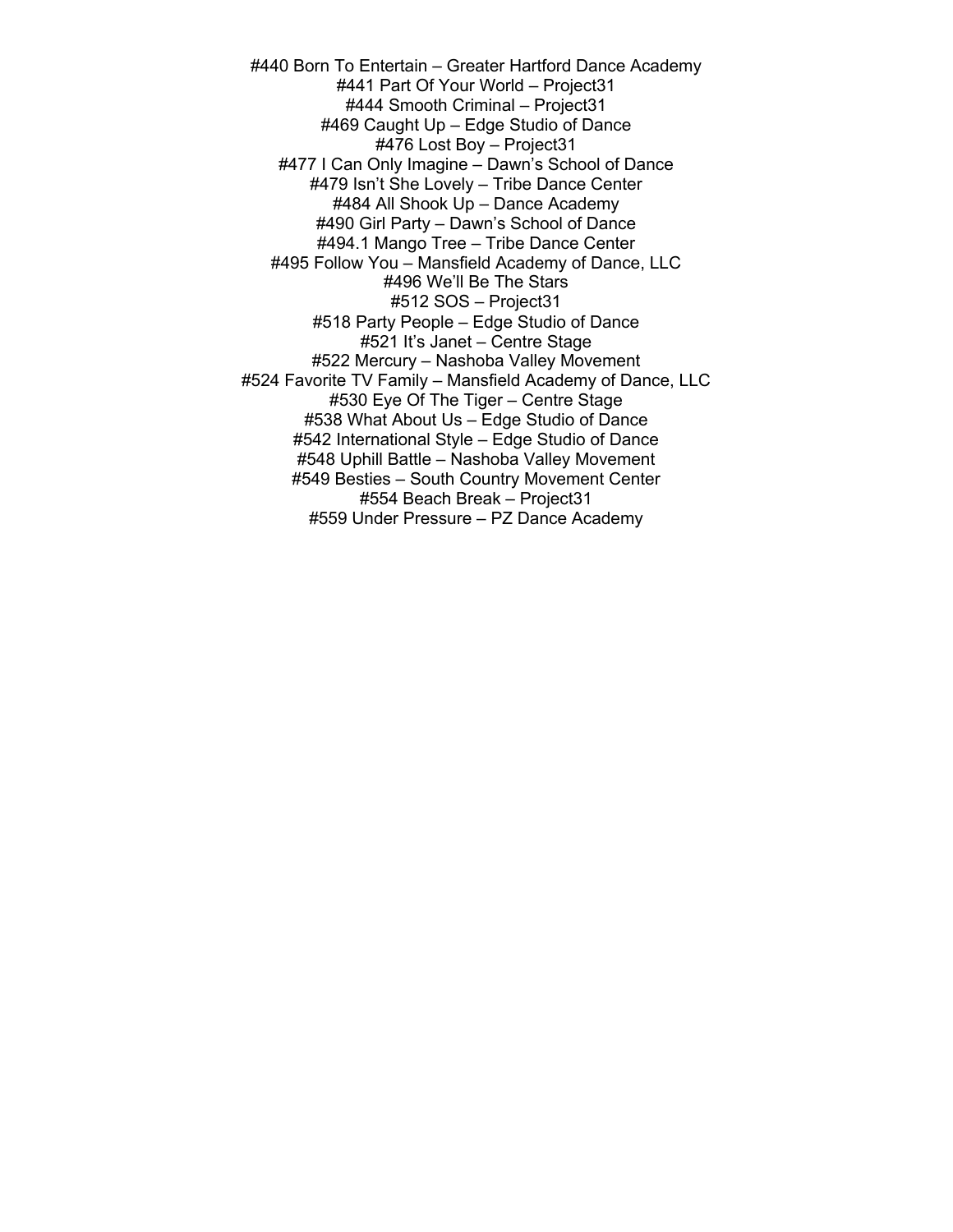#440 Born To Entertain – Greater Hartford Dance Academy

#441 Part Of Your World – Project31

#444 Smooth Criminal – Project31

#469 Caught Up – Edge Studio of Dance

#476 Lost Boy – Project31

#477 I Can Only Imagine – Dawn's School of Dance

#479 Isn't She Lovely – Tribe Dance Center

#484 All Shook Up – Dance Academy

#490 Girl Party – Dawn's School of Dance

#494.1 Mango Tree – Tribe Dance Center

#495 Follow You – Mansfield Academy of Dance, LLC

#496 We'll Be The Stars

#512 SOS – Project31

#518 Party People – Edge Studio of Dance

#521 It's Janet – Centre Stage

#522 Mercury – Nashoba Valley Movement

#524 Favorite TV Family – Mansfield Academy of Dance, LLC

#530 Eye Of The Tiger – Centre Stage

#538 What About Us – Edge Studio of Dance

#542 International Style – Edge Studio of Dance

#548 Uphill Battle – Nashoba Valley Movement

#549 Besties – South Country Movement Center

#554 Beach Break – Project31

#559 Under Pressure – PZ Dance Academy